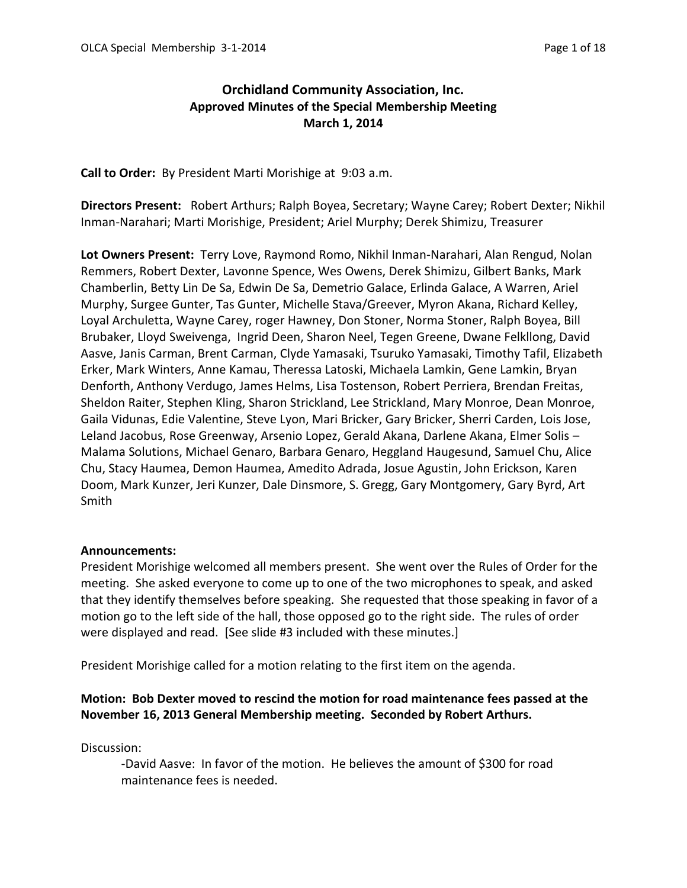# Orchidland Community Association, Inc.
## Approved Minutes of the Special Membership Meeting
## March 1, 2014

**Call to Order:** By President Marti Morishige at 9:03 a.m.

**Directors Present:** Robert Arthurs; Ralph Boyea, Secretary; Wayne Carey; Robert Dexter; Nikhil Inman-Narahari; Marti Morishige, President; Ariel Murphy; Derek Shimizu, Treasurer

**Lot Owners Present:** Terry Love, Raymond Romo, Nikhil Inman-Narahari, Alan Rengud, Nolan Remmers, Robert Dexter, Lavonne Spence, Wes Owens, Derek Shimizu, Gilbert Banks, Mark Chamberlin, Betty Lin De Sa, Edwin De Sa, Demetrio Galace, Erlinda Galace, A Warren, Ariel Murphy, Surgee Gunter, Tas Gunter, Michelle Stava/Greever, Myron Akana, Richard Kelley, Loyal Archuletta, Wayne Carey, roger Hawney, Don Stoner, Norma Stoner, Ralph Boyea, Bill Brubaker, Lloyd Sweivenga, Ingrid Deen, Sharon Neel, Tegen Greene, Dwane Felkllong, David Aasve, Janis Carman, Brent Carman, Clyde Yamasaki, Tsuruko Yamasaki, Timothy Tafil, Elizabeth Erker, Mark Winters, Anne Kamau, Theressa Latoski, Michaela Lamkin, Gene Lamkin, Bryan Denforth, Anthony Verdugo, James Helms, Lisa Tostenson, Robert Perriera, Brendan Freitas, Sheldon Raiter, Stephen Kling, Sharon Strickland, Lee Strickland, Mary Monroe, Dean Monroe, Gaila Vidunas, Edie Valentine, Steve Lyon, Mari Bricker, Gary Bricker, Sherri Carden, Lois Jose, Leland Jacobus, Rose Greenway, Arsenio Lopez, Gerald Akana, Darlene Akana, Elmer Solis – Malama Solutions, Michael Genaro, Barbara Genaro, Heggland Haugesund, Samuel Chu, Alice Chu, Stacy Haumea, Demon Haumea, Amedito Adrada, Josue Agustin, John Erickson, Karen Doom, Mark Kunzer, Jeri Kunzer, Dale Dinsmore, S. Gregg, Gary Montgomery, Gary Byrd, Art Smith

**Announcements:**
President Morishige welcomed all members present. She went over the Rules of Order for the meeting. She asked everyone to come up to one of the two microphones to speak, and asked that they identify themselves before speaking. She requested that those speaking in favor of a motion go to the left side of the hall, those opposed go to the right side. The rules of order were displayed and read. [See slide #3 included with these minutes.]

President Morishige called for a motion relating to the first item on the agenda.

**Motion: Bob Dexter moved to rescind the motion for road maintenance fees passed at the November 16, 2013 General Membership meeting. Seconded by Robert Arthurs.**

Discussion:

- David Aasve: In favor of the motion. He believes the amount of $300 for road maintenance fees is needed.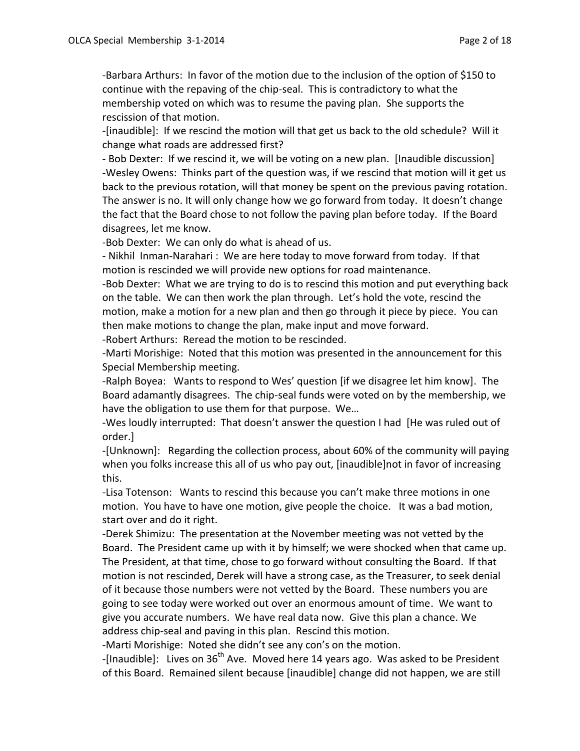-Barbara Arthurs: In favor of the motion due to the inclusion of the option of $150 to continue with the repaving of the chip-seal. This is contradictory to what the membership voted on which was to resume the paving plan. She supports the rescission of that motion.

-[inaudible]: If we rescind the motion will that get us back to the old schedule? Will it change what roads are addressed first?

- Bob Dexter: If we rescind it, we will be voting on a new plan. [Inaudible discussion]

-Wesley Owens: Thinks part of the question was, if we rescind that motion will it get us back to the previous rotation, will that money be spent on the previous paving rotation. The answer is no. It will only change how we go forward from today. It doesn't change the fact that the Board chose to not follow the paving plan before today. If the Board disagrees, let me know.

-Bob Dexter: We can only do what is ahead of us.

- Nikhil Inman-Narahari : We are here today to move forward from today. If that motion is rescinded we will provide new options for road maintenance.

-Bob Dexter: What we are trying to do is to rescind this motion and put everything back on the table. We can then work the plan through. Let's hold the vote, rescind the motion, make a motion for a new plan and then go through it piece by piece. You can then make motions to change the plan, make input and move forward.

-Robert Arthurs: Reread the motion to be rescinded.

-Marti Morishige: Noted that this motion was presented in the announcement for this Special Membership meeting.

-Ralph Boyea: Wants to respond to Wes' question [if we disagree let him know]. The Board adamantly disagrees. The chip-seal funds were voted on by the membership, we have the obligation to use them for that purpose. We…

-Wes loudly interrupted: That doesn't answer the question I had [He was ruled out of order.]

-[Unknown]: Regarding the collection process, about 60% of the community will paying when you folks increase this all of us who pay out, [inaudible]not in favor of increasing this.

-Lisa Totenson: Wants to rescind this because you can't make three motions in one motion. You have to have one motion, give people the choice. It was a bad motion, start over and do it right.

-Derek Shimizu: The presentation at the November meeting was not vetted by the Board. The President came up with it by himself; we were shocked when that came up. The President, at that time, chose to go forward without consulting the Board. If that motion is not rescinded, Derek will have a strong case, as the Treasurer, to seek denial of it because those numbers were not vetted by the Board. These numbers you are going to see today were worked out over an enormous amount of time. We want to give you accurate numbers. We have real data now. Give this plan a chance. We address chip-seal and paving in this plan. Rescind this motion.

-Marti Morishige: Noted she didn't see any con's on the motion.

-[Inaudible]: Lives on 36th Ave. Moved here 14 years ago. Was asked to be President of this Board. Remained silent because [inaudible] change did not happen, we are still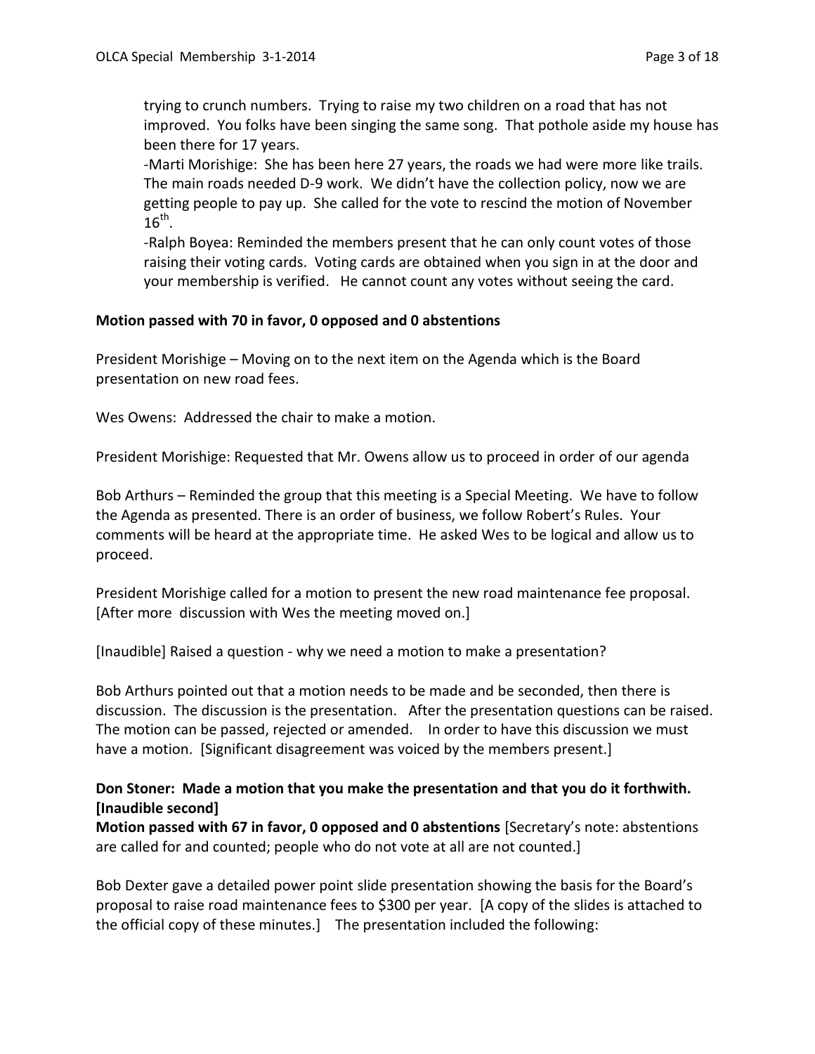trying to crunch numbers. Trying to raise my two children on a road that has not improved. You folks have been singing the same song. That pothole aside my house has been there for 17 years.

-Marti Morishige: She has been here 27 years, the roads we had were more like trails. The main roads needed D-9 work. We didn't have the collection policy, now we are getting people to pay up. She called for the vote to rescind the motion of November 16th.

-Ralph Boyea: Reminded the members present that he can only count votes of those raising their voting cards. Voting cards are obtained when you sign in at the door and your membership is verified. He cannot count any votes without seeing the card.

**Motion passed with 70 in favor, 0 opposed and 0 abstentions**

President Morishige – Moving on to the next item on the Agenda which is the Board presentation on new road fees.

Wes Owens: Addressed the chair to make a motion.

President Morishige: Requested that Mr. Owens allow us to proceed in order of our agenda

Bob Arthurs – Reminded the group that this meeting is a Special Meeting. We have to follow the Agenda as presented. There is an order of business, we follow Robert's Rules. Your comments will be heard at the appropriate time. He asked Wes to be logical and allow us to proceed.

President Morishige called for a motion to present the new road maintenance fee proposal. [After more discussion with Wes the meeting moved on.]

[Inaudible] Raised a question - why we need a motion to make a presentation?

Bob Arthurs pointed out that a motion needs to be made and be seconded, then there is discussion. The discussion is the presentation. After the presentation questions can be raised. The motion can be passed, rejected or amended. In order to have this discussion we must have a motion. [Significant disagreement was voiced by the members present.]

**Don Stoner: Made a motion that you make the presentation and that you do it forthwith. [Inaudible second]**

**Motion passed with 67 in favor, 0 opposed and 0 abstentions** [Secretary's note: abstentions are called for and counted; people who do not vote at all are not counted.]

Bob Dexter gave a detailed power point slide presentation showing the basis for the Board's proposal to raise road maintenance fees to $300 per year. [A copy of the slides is attached to the official copy of these minutes.] The presentation included the following: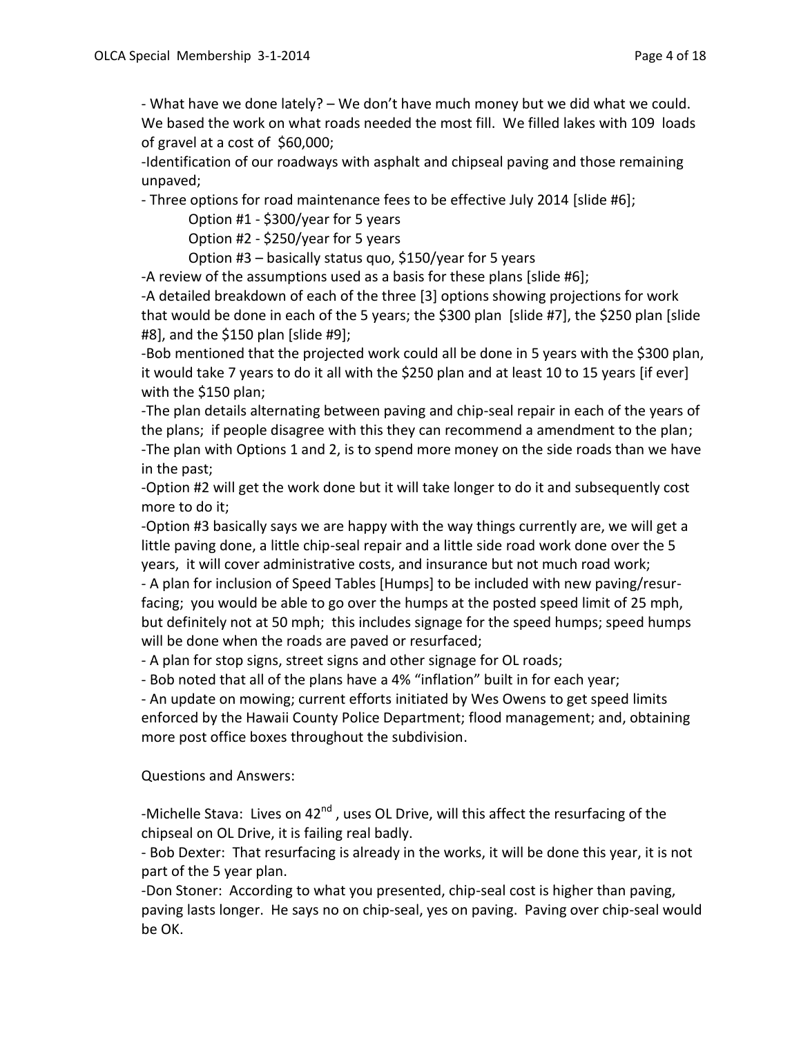- What have we done lately? – We don't have much money but we did what we could. We based the work on what roads needed the most fill. We filled lakes with 109 loads of gravel at a cost of $60,000;

-Identification of our roadways with asphalt and chipseal paving and those remaining unpaved;

- Three options for road maintenance fees to be effective July 2014 [slide #6];

    Option #1 - $300/year for 5 years

    Option #2 - $250/year for 5 years

    Option #3 – basically status quo, $150/year for 5 years

-A review of the assumptions used as a basis for these plans [slide #6];

-A detailed breakdown of each of the three [3] options showing projections for work that would be done in each of the 5 years; the $300 plan [slide #7], the $250 plan [slide #8], and the $150 plan [slide #9];

-Bob mentioned that the projected work could all be done in 5 years with the $300 plan, it would take 7 years to do it all with the $250 plan and at least 10 to 15 years [if ever] with the $150 plan;

-The plan details alternating between paving and chip-seal repair in each of the years of the plans; if people disagree with this they can recommend a amendment to the plan;

-The plan with Options 1 and 2, is to spend more money on the side roads than we have in the past;

-Option #2 will get the work done but it will take longer to do it and subsequently cost more to do it;

-Option #3 basically says we are happy with the way things currently are, we will get a little paving done, a little chip-seal repair and a little side road work done over the 5 years, it will cover administrative costs, and insurance but not much road work;

- A plan for inclusion of Speed Tables [Humps] to be included with new paving/resurfacing; you would be able to go over the humps at the posted speed limit of 25 mph, but definitely not at 50 mph; this includes signage for the speed humps; speed humps will be done when the roads are paved or resurfaced;

- A plan for stop signs, street signs and other signage for OL roads;

- Bob noted that all of the plans have a 4% "inflation" built in for each year;

- An update on mowing; current efforts initiated by Wes Owens to get speed limits enforced by the Hawaii County Police Department; flood management; and, obtaining more post office boxes throughout the subdivision.

Questions and Answers:

-Michelle Stava: Lives on 42nd , uses OL Drive, will this affect the resurfacing of the chipseal on OL Drive, it is failing real badly.

- Bob Dexter: That resurfacing is already in the works, it will be done this year, it is not part of the 5 year plan.

-Don Stoner: According to what you presented, chip-seal cost is higher than paving, paving lasts longer. He says no on chip-seal, yes on paving. Paving over chip-seal would be OK.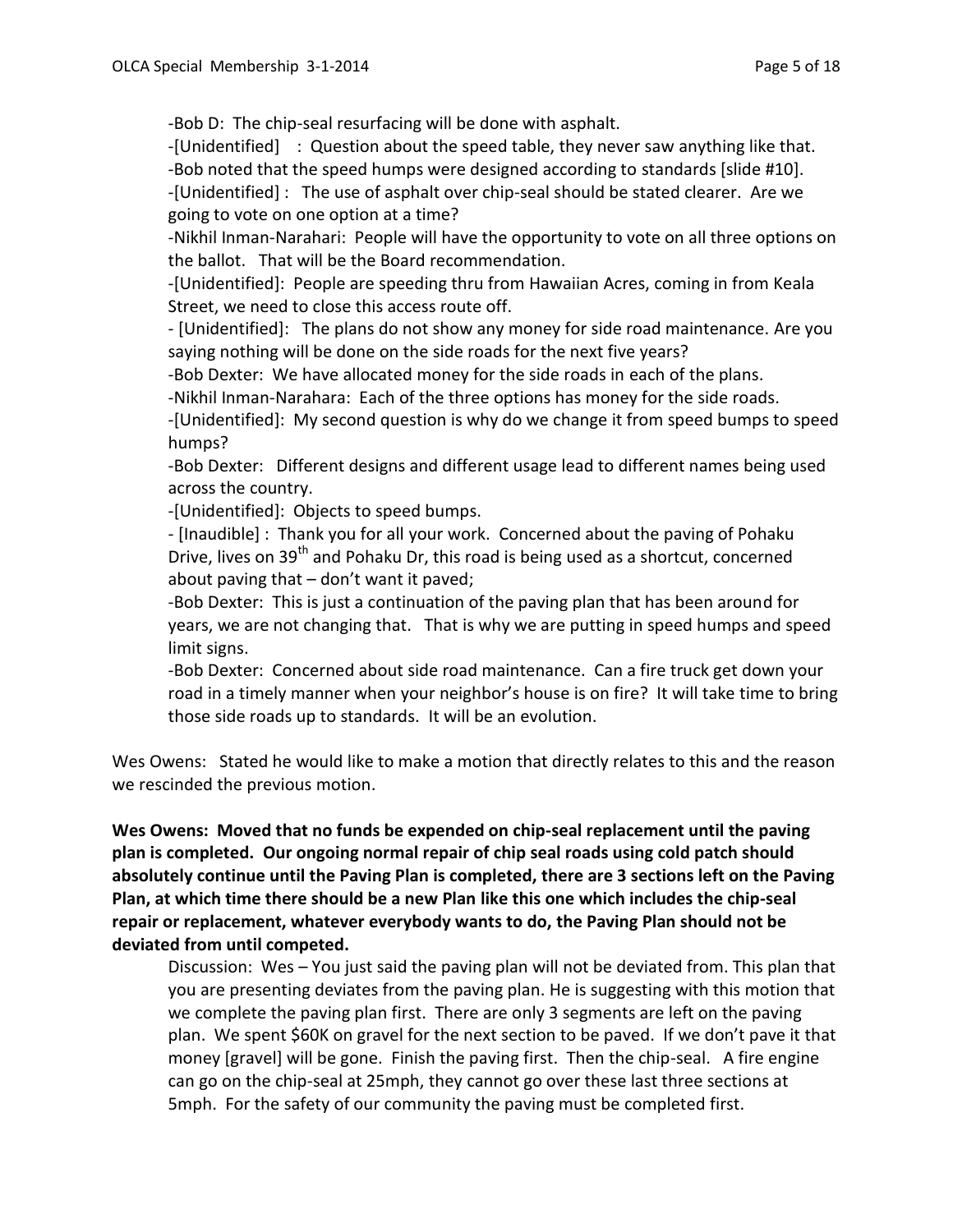-Bob D: The chip-seal resurfacing will be done with asphalt.

-[Unidentified] : Question about the speed table, they never saw anything like that.

-Bob noted that the speed humps were designed according to standards [slide #10].

-[Unidentified] : The use of asphalt over chip-seal should be stated clearer. Are we going to vote on one option at a time?

-Nikhil Inman-Narahari: People will have the opportunity to vote on all three options on the ballot. That will be the Board recommendation.

-[Unidentified]: People are speeding thru from Hawaiian Acres, coming in from Keala Street, we need to close this access route off.

- [Unidentified]: The plans do not show any money for side road maintenance. Are you saying nothing will be done on the side roads for the next five years?

-Bob Dexter: We have allocated money for the side roads in each of the plans.

-Nikhil Inman-Narahara: Each of the three options has money for the side roads.

-[Unidentified]: My second question is why do we change it from speed bumps to speed humps?

-Bob Dexter: Different designs and different usage lead to different names being used across the country.

-[Unidentified]: Objects to speed bumps.

- [Inaudible] : Thank you for all your work. Concerned about the paving of Pohaku Drive, lives on 39th and Pohaku Dr, this road is being used as a shortcut, concerned about paving that – don't want it paved;

-Bob Dexter: This is just a continuation of the paving plan that has been around for years, we are not changing that. That is why we are putting in speed humps and speed limit signs.

-Bob Dexter: Concerned about side road maintenance. Can a fire truck get down your road in a timely manner when your neighbor's house is on fire? It will take time to bring those side roads up to standards. It will be an evolution.

Wes Owens: Stated he would like to make a motion that directly relates to this and the reason we rescinded the previous motion.

**Wes Owens: Moved that no funds be expended on chip-seal replacement until the paving plan is completed. Our ongoing normal repair of chip seal roads using cold patch should absolutely continue until the Paving Plan is completed, there are 3 sections left on the Paving Plan, at which time there should be a new Plan like this one which includes the chip-seal repair or replacement, whatever everybody wants to do, the Paving Plan should not be deviated from until competed.**

Discussion: Wes – You just said the paving plan will not be deviated from. This plan that you are presenting deviates from the paving plan. He is suggesting with this motion that we complete the paving plan first. There are only 3 segments are left on the paving plan. We spent $60K on gravel for the next section to be paved. If we don't pave it that money [gravel] will be gone. Finish the paving first. Then the chip-seal. A fire engine can go on the chip-seal at 25mph, they cannot go over these last three sections at 5mph. For the safety of our community the paving must be completed first.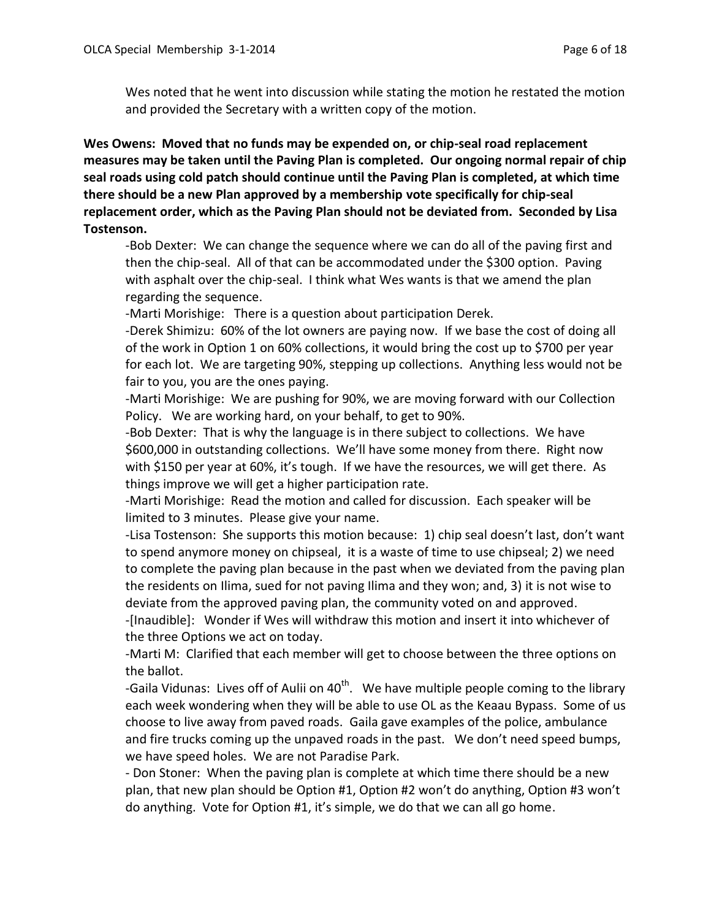Wes noted that he went into discussion while stating the motion he restated the motion and provided the Secretary with a written copy of the motion.

**Wes Owens: Moved that no funds may be expended on, or chip-seal road replacement measures may be taken until the Paving Plan is completed. Our ongoing normal repair of chip seal roads using cold patch should continue until the Paving Plan is completed, at which time there should be a new Plan approved by a membership vote specifically for chip-seal replacement order, which as the Paving Plan should not be deviated from. Seconded by Lisa Tostenson.**

-Bob Dexter: We can change the sequence where we can do all of the paving first and then the chip-seal. All of that can be accommodated under the $300 option. Paving with asphalt over the chip-seal. I think what Wes wants is that we amend the plan regarding the sequence.

-Marti Morishige: There is a question about participation Derek.

-Derek Shimizu: 60% of the lot owners are paying now. If we base the cost of doing all of the work in Option 1 on 60% collections, it would bring the cost up to $700 per year for each lot. We are targeting 90%, stepping up collections. Anything less would not be fair to you, you are the ones paying.

-Marti Morishige: We are pushing for 90%, we are moving forward with our Collection Policy. We are working hard, on your behalf, to get to 90%.

-Bob Dexter: That is why the language is in there subject to collections. We have $600,000 in outstanding collections. We'll have some money from there. Right now with $150 per year at 60%, it's tough. If we have the resources, we will get there. As things improve we will get a higher participation rate.

-Marti Morishige: Read the motion and called for discussion. Each speaker will be limited to 3 minutes. Please give your name.

-Lisa Tostenson: She supports this motion because: 1) chip seal doesn't last, don't want to spend anymore money on chipseal, it is a waste of time to use chipseal; 2) we need to complete the paving plan because in the past when we deviated from the paving plan the residents on Ilima, sued for not paving Ilima and they won; and, 3) it is not wise to deviate from the approved paving plan, the community voted on and approved.

-[Inaudible]: Wonder if Wes will withdraw this motion and insert it into whichever of the three Options we act on today.

-Marti M: Clarified that each member will get to choose between the three options on the ballot.

-Gaila Vidunas: Lives off of Aulii on 40th. We have multiple people coming to the library each week wondering when they will be able to use OL as the Keaau Bypass. Some of us choose to live away from paved roads. Gaila gave examples of the police, ambulance and fire trucks coming up the unpaved roads in the past. We don't need speed bumps, we have speed holes. We are not Paradise Park.

- Don Stoner: When the paving plan is complete at which time there should be a new plan, that new plan should be Option #1, Option #2 won't do anything, Option #3 won't do anything. Vote for Option #1, it's simple, we do that we can all go home.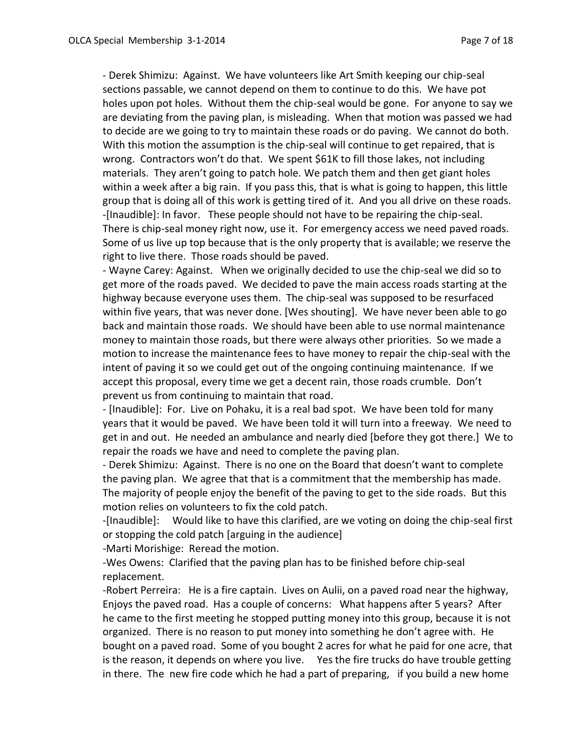- Derek Shimizu: Against. We have volunteers like Art Smith keeping our chip-seal sections passable, we cannot depend on them to continue to do this. We have pot holes upon pot holes. Without them the chip-seal would be gone. For anyone to say we are deviating from the paving plan, is misleading. When that motion was passed we had to decide are we going to try to maintain these roads or do paving. We cannot do both. With this motion the assumption is the chip-seal will continue to get repaired, that is wrong. Contractors won't do that. We spent $61K to fill those lakes, not including materials. They aren't going to patch hole. We patch them and then get giant holes within a week after a big rain. If you pass this, that is what is going to happen, this little group that is doing all of this work is getting tired of it. And you all drive on these roads.

-[Inaudible]: In favor. These people should not have to be repairing the chip-seal. There is chip-seal money right now, use it. For emergency access we need paved roads. Some of us live up top because that is the only property that is available; we reserve the right to live there. Those roads should be paved.

- Wayne Carey: Against. When we originally decided to use the chip-seal we did so to get more of the roads paved. We decided to pave the main access roads starting at the highway because everyone uses them. The chip-seal was supposed to be resurfaced within five years, that was never done. [Wes shouting]. We have never been able to go back and maintain those roads. We should have been able to use normal maintenance money to maintain those roads, but there were always other priorities. So we made a motion to increase the maintenance fees to have money to repair the chip-seal with the intent of paving it so we could get out of the ongoing continuing maintenance. If we accept this proposal, every time we get a decent rain, those roads crumble. Don't prevent us from continuing to maintain that road.

- [Inaudible]: For. Live on Pohaku, it is a real bad spot. We have been told for many years that it would be paved. We have been told it will turn into a freeway. We need to get in and out. He needed an ambulance and nearly died [before they got there.] We to repair the roads we have and need to complete the paving plan.

- Derek Shimizu: Against. There is no one on the Board that doesn't want to complete the paving plan. We agree that that is a commitment that the membership has made. The majority of people enjoy the benefit of the paving to get to the side roads. But this motion relies on volunteers to fix the cold patch.

-[Inaudible]: Would like to have this clarified, are we voting on doing the chip-seal first or stopping the cold patch [arguing in the audience]

-Marti Morishige: Reread the motion.

-Wes Owens: Clarified that the paving plan has to be finished before chip-seal replacement.

-Robert Perreira: He is a fire captain. Lives on Aulii, on a paved road near the highway, Enjoys the paved road. Has a couple of concerns: What happens after 5 years? After he came to the first meeting he stopped putting money into this group, because it is not organized. There is no reason to put money into something he don't agree with. He bought on a paved road. Some of you bought 2 acres for what he paid for one acre, that is the reason, it depends on where you live. Yes the fire trucks do have trouble getting in there. The new fire code which he had a part of preparing, if you build a new home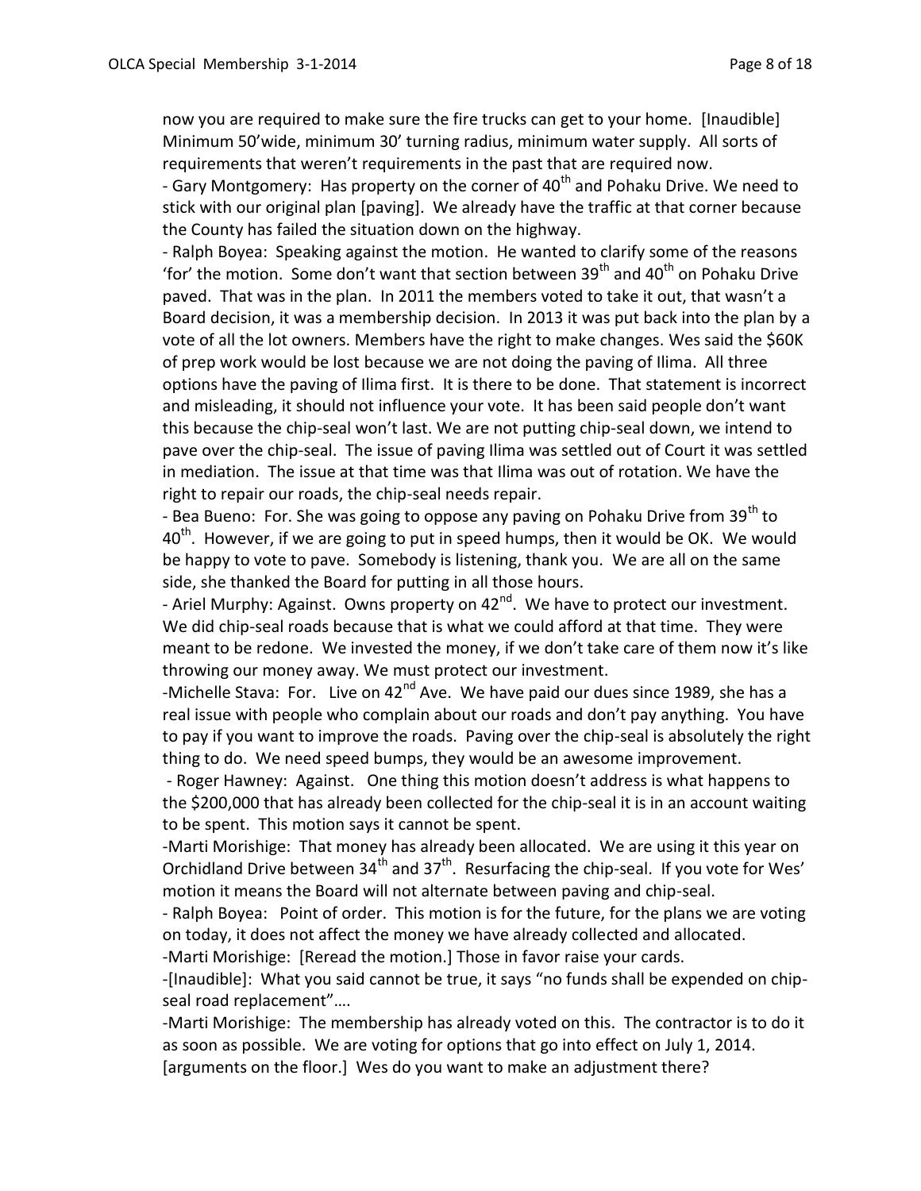now you are required to make sure the fire trucks can get to your home. [Inaudible] Minimum 50'wide, minimum 30' turning radius, minimum water supply. All sorts of requirements that weren't requirements in the past that are required now.

- Gary Montgomery: Has property on the corner of 40th and Pohaku Drive. We need to stick with our original plan [paving]. We already have the traffic at that corner because the County has failed the situation down on the highway.

- Ralph Boyea: Speaking against the motion. He wanted to clarify some of the reasons 'for' the motion. Some don't want that section between 39th and 40th on Pohaku Drive paved. That was in the plan. In 2011 the members voted to take it out, that wasn't a Board decision, it was a membership decision. In 2013 it was put back into the plan by a vote of all the lot owners. Members have the right to make changes. Wes said the $60K of prep work would be lost because we are not doing the paving of Ilima. All three options have the paving of Ilima first. It is there to be done. That statement is incorrect and misleading, it should not influence your vote. It has been said people don't want this because the chip-seal won't last. We are not putting chip-seal down, we intend to pave over the chip-seal. The issue of paving Ilima was settled out of Court it was settled in mediation. The issue at that time was that Ilima was out of rotation. We have the right to repair our roads, the chip-seal needs repair.

- Bea Bueno: For. She was going to oppose any paving on Pohaku Drive from 39th to 40th. However, if we are going to put in speed humps, then it would be OK. We would be happy to vote to pave. Somebody is listening, thank you. We are all on the same side, she thanked the Board for putting in all those hours.

- Ariel Murphy: Against. Owns property on 42nd. We have to protect our investment. We did chip-seal roads because that is what we could afford at that time. They were meant to be redone. We invested the money, if we don't take care of them now it's like throwing our money away. We must protect our investment.

-Michelle Stava: For. Live on 42nd Ave. We have paid our dues since 1989, she has a real issue with people who complain about our roads and don't pay anything. You have to pay if you want to improve the roads. Paving over the chip-seal is absolutely the right thing to do. We need speed bumps, they would be an awesome improvement.

- Roger Hawney: Against. One thing this motion doesn't address is what happens to the $200,000 that has already been collected for the chip-seal it is in an account waiting to be spent. This motion says it cannot be spent.

-Marti Morishige: That money has already been allocated. We are using it this year on Orchidland Drive between 34th and 37th. Resurfacing the chip-seal. If you vote for Wes' motion it means the Board will not alternate between paving and chip-seal.

- Ralph Boyea: Point of order. This motion is for the future, for the plans we are voting on today, it does not affect the money we have already collected and allocated.

-Marti Morishige: [Reread the motion.] Those in favor raise your cards.

-[Inaudible]: What you said cannot be true, it says "no funds shall be expended on chip-seal road replacement"….

-Marti Morishige: The membership has already voted on this. The contractor is to do it as soon as possible. We are voting for options that go into effect on July 1, 2014. [arguments on the floor.] Wes do you want to make an adjustment there?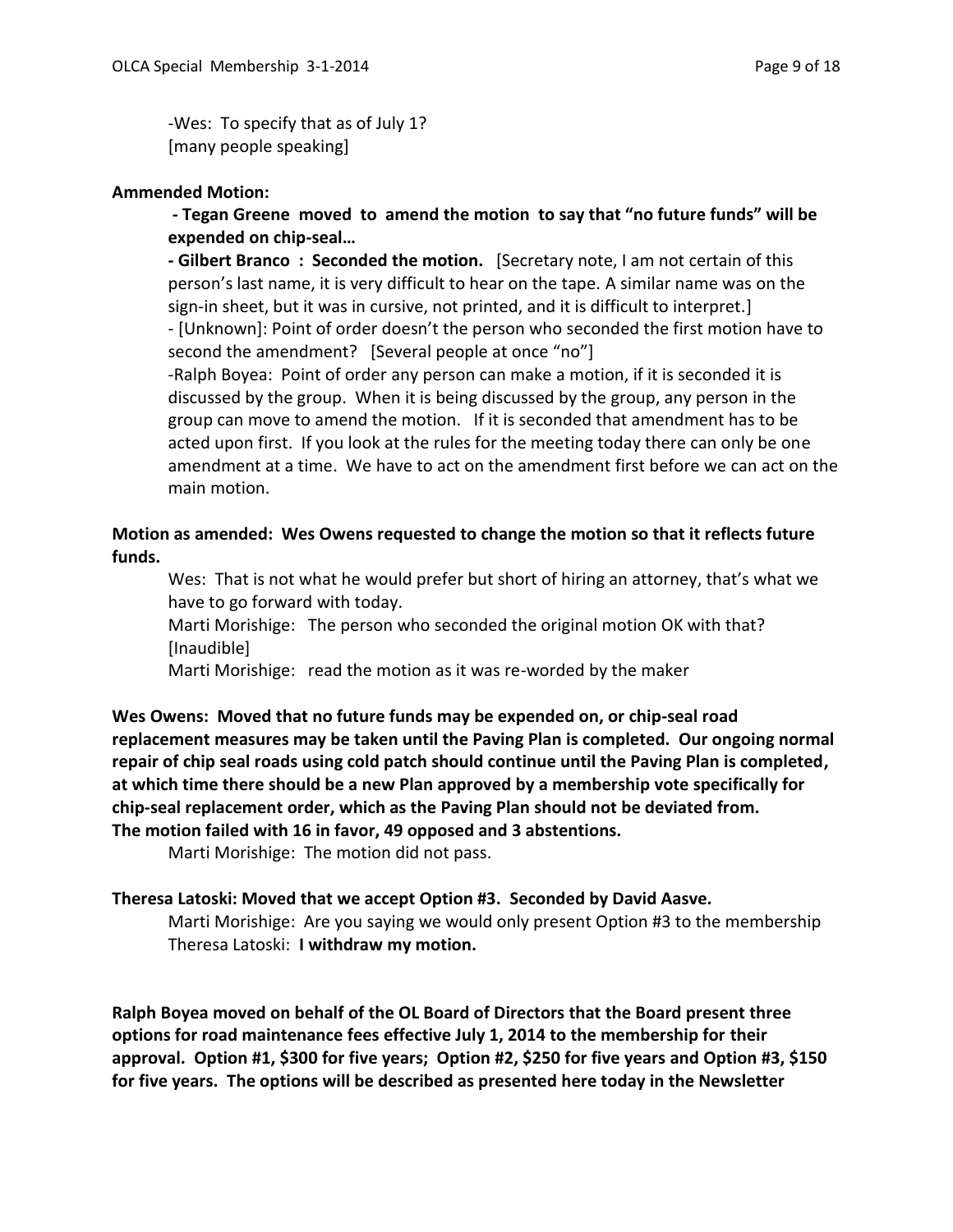-Wes: To specify that as of July 1?
[many people speaking]

**Ammended Motion:**

**- Tegan Greene moved to amend the motion to say that "no future funds" will be expended on chip-seal…**

**- Gilbert Branco : Seconded the motion.** [Secretary note, I am not certain of this person's last name, it is very difficult to hear on the tape. A similar name was on the sign-in sheet, but it was in cursive, not printed, and it is difficult to interpret.]

- [Unknown]: Point of order doesn't the person who seconded the first motion have to second the amendment? [Several people at once "no"]

-Ralph Boyea: Point of order any person can make a motion, if it is seconded it is discussed by the group. When it is being discussed by the group, any person in the group can move to amend the motion. If it is seconded that amendment has to be acted upon first. If you look at the rules for the meeting today there can only be one amendment at a time. We have to act on the amendment first before we can act on the main motion.

**Motion as amended: Wes Owens requested to change the motion so that it reflects future funds.**

Wes: That is not what he would prefer but short of hiring an attorney, that's what we have to go forward with today.

Marti Morishige: The person who seconded the original motion OK with that? [Inaudible]

Marti Morishige: read the motion as it was re-worded by the maker

**Wes Owens: Moved that no future funds may be expended on, or chip-seal road replacement measures may be taken until the Paving Plan is completed. Our ongoing normal repair of chip seal roads using cold patch should continue until the Paving Plan is completed, at which time there should be a new Plan approved by a membership vote specifically for chip-seal replacement order, which as the Paving Plan should not be deviated from.**
**The motion failed with 16 in favor, 49 opposed and 3 abstentions.**

Marti Morishige: The motion did not pass.

**Theresa Latoski: Moved that we accept Option #3. Seconded by David Aasve.**

Marti Morishige: Are you saying we would only present Option #3 to the membership

Theresa Latoski: **I withdraw my motion.**

**Ralph Boyea moved on behalf of the OL Board of Directors that the Board present three options for road maintenance fees effective July 1, 2014 to the membership for their approval. Option #1, $300 for five years; Option #2, $250 for five years and Option #3, $150 for five years. The options will be described as presented here today in the Newsletter**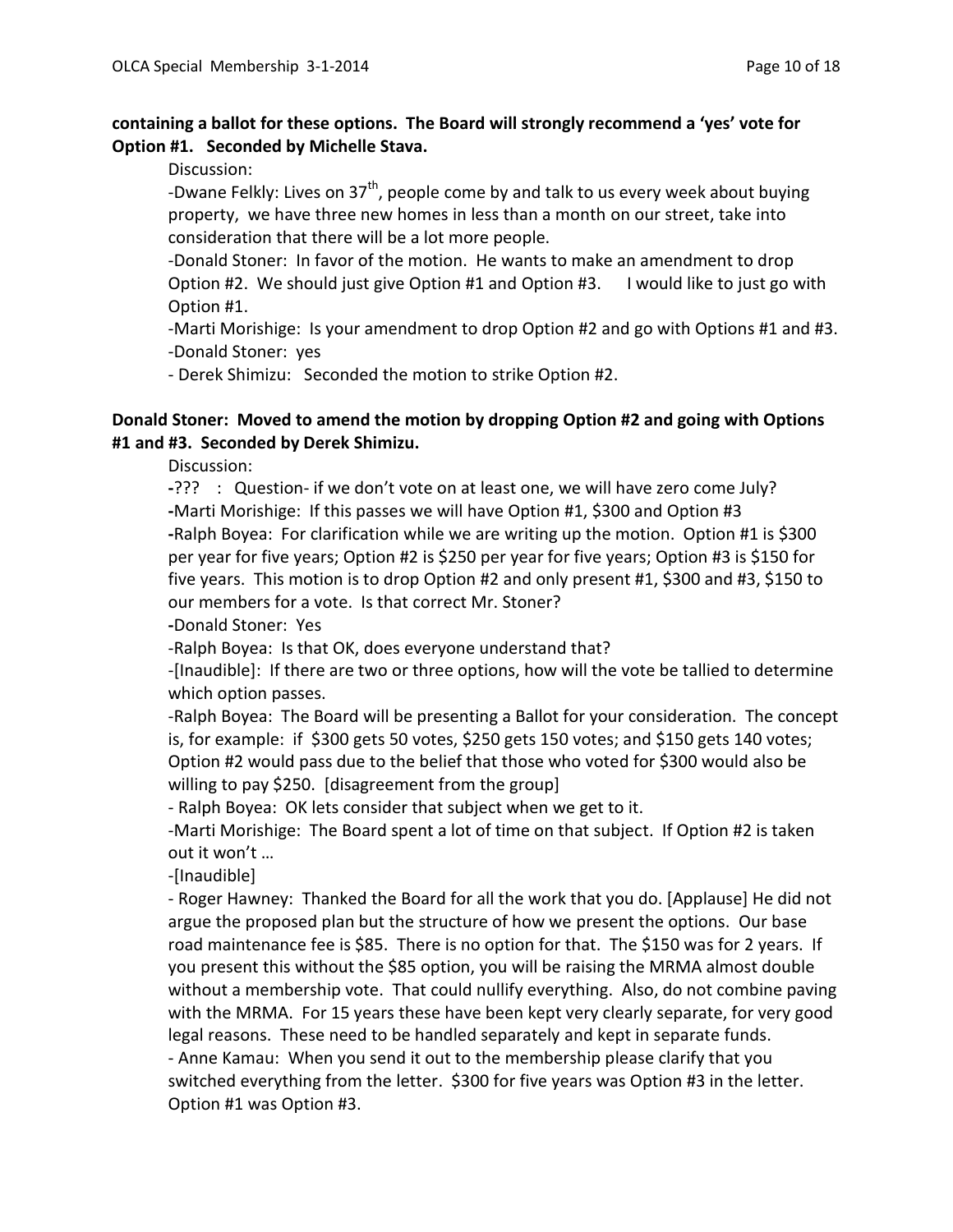**containing a ballot for these options. The Board will strongly recommend a 'yes' vote for Option #1. Seconded by Michelle Stava.**

Discussion:

-Dwane Felkly: Lives on 37th, people come by and talk to us every week about buying property, we have three new homes in less than a month on our street, take into consideration that there will be a lot more people.

-Donald Stoner: In favor of the motion. He wants to make an amendment to drop Option #2. We should just give Option #1 and Option #3. I would like to just go with Option #1.

-Marti Morishige: Is your amendment to drop Option #2 and go with Options #1 and #3.

-Donald Stoner: yes

- Derek Shimizu: Seconded the motion to strike Option #2.

**Donald Stoner: Moved to amend the motion by dropping Option #2 and going with Options #1 and #3. Seconded by Derek Shimizu.**

Discussion:

-??? : Question- if we don't vote on at least one, we will have zero come July?

-Marti Morishige: If this passes we will have Option #1, $300 and Option #3

-Ralph Boyea: For clarification while we are writing up the motion. Option #1 is $300 per year for five years; Option #2 is $250 per year for five years; Option #3 is $150 for five years. This motion is to drop Option #2 and only present #1, $300 and #3, $150 to our members for a vote. Is that correct Mr. Stoner?

-Donald Stoner: Yes

-Ralph Boyea: Is that OK, does everyone understand that?

-[Inaudible]: If there are two or three options, how will the vote be tallied to determine which option passes.

-Ralph Boyea: The Board will be presenting a Ballot for your consideration. The concept is, for example: if $300 gets 50 votes, $250 gets 150 votes; and $150 gets 140 votes; Option #2 would pass due to the belief that those who voted for $300 would also be willing to pay $250. [disagreement from the group]

- Ralph Boyea: OK lets consider that subject when we get to it.

-Marti Morishige: The Board spent a lot of time on that subject. If Option #2 is taken out it won't …

-[Inaudible]

- Roger Hawney: Thanked the Board for all the work that you do. [Applause] He did not argue the proposed plan but the structure of how we present the options. Our base road maintenance fee is $85. There is no option for that. The $150 was for 2 years. If you present this without the $85 option, you will be raising the MRMA almost double without a membership vote. That could nullify everything. Also, do not combine paving with the MRMA. For 15 years these have been kept very clearly separate, for very good legal reasons. These need to be handled separately and kept in separate funds.

- Anne Kamau: When you send it out to the membership please clarify that you switched everything from the letter. $300 for five years was Option #3 in the letter. Option #1 was Option #3.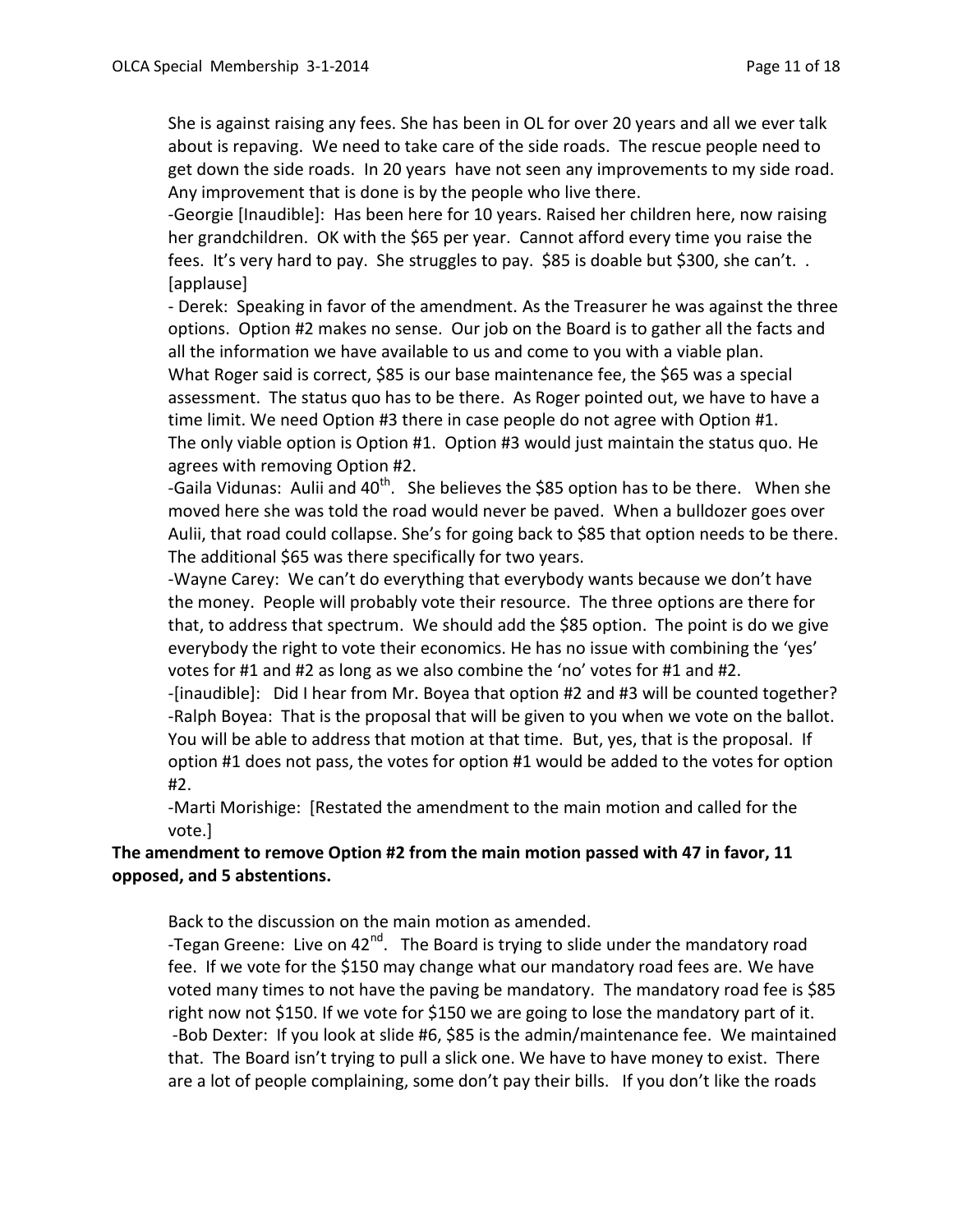She is against raising any fees. She has been in OL for over 20 years and all we ever talk about is repaving. We need to take care of the side roads. The rescue people need to get down the side roads. In 20 years have not seen any improvements to my side road. Any improvement that is done is by the people who live there.

-Georgie [Inaudible]: Has been here for 10 years. Raised her children here, now raising her grandchildren. OK with the $65 per year. Cannot afford every time you raise the fees. It's very hard to pay. She struggles to pay. $85 is doable but $300, she can't. . [applause]

- Derek: Speaking in favor of the amendment. As the Treasurer he was against the three options. Option #2 makes no sense. Our job on the Board is to gather all the facts and all the information we have available to us and come to you with a viable plan. What Roger said is correct, $85 is our base maintenance fee, the $65 was a special assessment. The status quo has to be there. As Roger pointed out, we have to have a time limit. We need Option #3 there in case people do not agree with Option #1. The only viable option is Option #1. Option #3 would just maintain the status quo. He agrees with removing Option #2.

-Gaila Vidunas: Aulii and 40th. She believes the $85 option has to be there. When she moved here she was told the road would never be paved. When a bulldozer goes over Aulii, that road could collapse. She's for going back to $85 that option needs to be there. The additional $65 was there specifically for two years.

-Wayne Carey: We can't do everything that everybody wants because we don't have the money. People will probably vote their resource. The three options are there for that, to address that spectrum. We should add the $85 option. The point is do we give everybody the right to vote their economics. He has no issue with combining the 'yes' votes for #1 and #2 as long as we also combine the 'no' votes for #1 and #2.

-[inaudible]: Did I hear from Mr. Boyea that option #2 and #3 will be counted together?

-Ralph Boyea: That is the proposal that will be given to you when we vote on the ballot. You will be able to address that motion at that time. But, yes, that is the proposal. If option #1 does not pass, the votes for option #1 would be added to the votes for option #2.

-Marti Morishige: [Restated the amendment to the main motion and called for the vote.]

**The amendment to remove Option #2 from the main motion passed with 47 in favor, 11 opposed, and 5 abstentions.**

Back to the discussion on the main motion as amended.

-Tegan Greene: Live on 42nd. The Board is trying to slide under the mandatory road fee. If we vote for the $150 may change what our mandatory road fees are. We have voted many times to not have the paving be mandatory. The mandatory road fee is $85 right now not $150. If we vote for $150 we are going to lose the mandatory part of it.

-Bob Dexter: If you look at slide #6, $85 is the admin/maintenance fee. We maintained that. The Board isn't trying to pull a slick one. We have to have money to exist. There are a lot of people complaining, some don't pay their bills. If you don't like the roads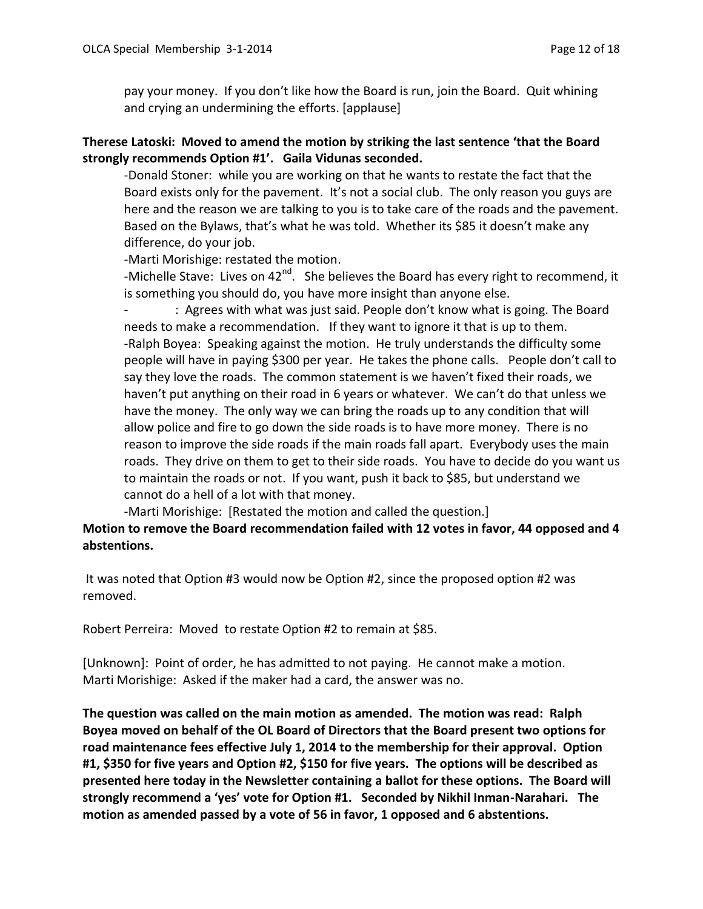pay your money. If you don't like how the Board is run, join the Board. Quit whining and crying an undermining the efforts. [applause]

**Therese Latoski: Moved to amend the motion by striking the last sentence 'that the Board strongly recommends Option #1'. Gaila Vidunas seconded.**

-Donald Stoner: while you are working on that he wants to restate the fact that the Board exists only for the pavement. It's not a social club. The only reason you guys are here and the reason we are talking to you is to take care of the roads and the pavement. Based on the Bylaws, that's what he was told. Whether its $85 it doesn't make any difference, do your job.

-Marti Morishige: restated the motion.

-Michelle Stave: Lives on 42nd. She believes the Board has every right to recommend, it is something you should do, you have more insight than anyone else.

- : Agrees with what was just said. People don't know what is going. The Board needs to make a recommendation. If they want to ignore it that is up to them.

-Ralph Boyea: Speaking against the motion. He truly understands the difficulty some people will have in paying $300 per year. He takes the phone calls. People don't call to say they love the roads. The common statement is we haven't fixed their roads, we haven't put anything on their road in 6 years or whatever. We can't do that unless we have the money. The only way we can bring the roads up to any condition that will allow police and fire to go down the side roads is to have more money. There is no reason to improve the side roads if the main roads fall apart. Everybody uses the main roads. They drive on them to get to their side roads. You have to decide do you want us to maintain the roads or not. If you want, push it back to $85, but understand we cannot do a hell of a lot with that money.

-Marti Morishige: [Restated the motion and called the question.]

**Motion to remove the Board recommendation failed with 12 votes in favor, 44 opposed and 4 abstentions.**

It was noted that Option #3 would now be Option #2, since the proposed option #2 was removed.

Robert Perreira: Moved to restate Option #2 to remain at $85.

[Unknown]: Point of order, he has admitted to not paying. He cannot make a motion.
Marti Morishige: Asked if the maker had a card, the answer was no.

**The question was called on the main motion as amended. The motion was read: Ralph Boyea moved on behalf of the OL Board of Directors that the Board present two options for road maintenance fees effective July 1, 2014 to the membership for their approval. Option #1, $350 for five years and Option #2, $150 for five years. The options will be described as presented here today in the Newsletter containing a ballot for these options. The Board will strongly recommend a 'yes' vote for Option #1. Seconded by Nikhil Inman-Narahari. The motion as amended passed by a vote of 56 in favor, 1 opposed and 6 abstentions.**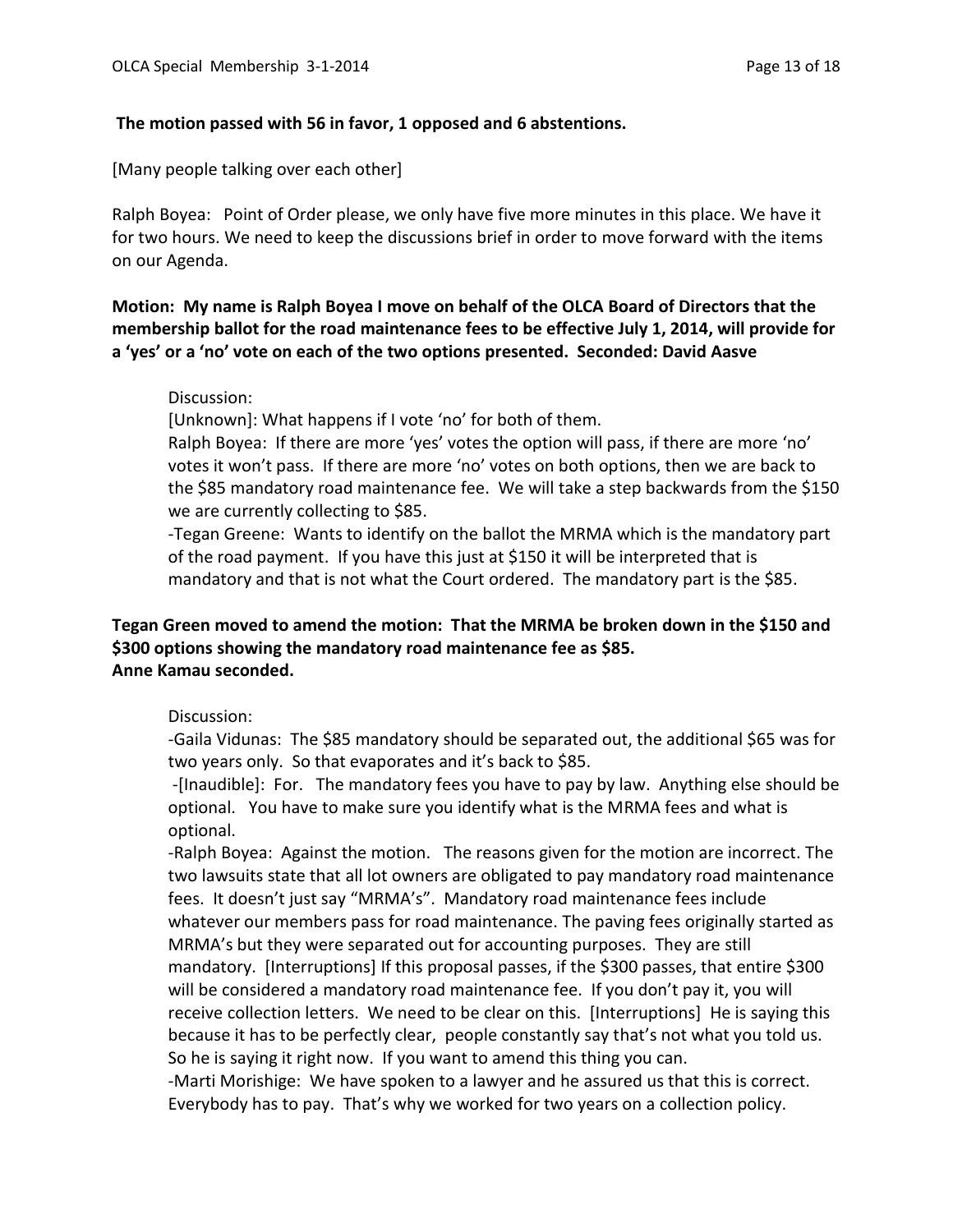**The motion passed with 56 in favor, 1 opposed and 6 abstentions.**

[Many people talking over each other]

Ralph Boyea: Point of Order please, we only have five more minutes in this place. We have it for two hours. We need to keep the discussions brief in order to move forward with the items on our Agenda.

**Motion: My name is Ralph Boyea I move on behalf of the OLCA Board of Directors that the membership ballot for the road maintenance fees to be effective July 1, 2014, will provide for a 'yes' or a 'no' vote on each of the two options presented. Seconded: David Aasve**

Discussion:

[Unknown]: What happens if I vote 'no' for both of them.

Ralph Boyea: If there are more 'yes' votes the option will pass, if there are more 'no' votes it won't pass. If there are more 'no' votes on both options, then we are back to the $85 mandatory road maintenance fee. We will take a step backwards from the $150 we are currently collecting to $85.

-Tegan Greene: Wants to identify on the ballot the MRMA which is the mandatory part of the road payment. If you have this just at $150 it will be interpreted that is mandatory and that is not what the Court ordered. The mandatory part is the $85.

**Tegan Green moved to amend the motion: That the MRMA be broken down in the $150 and $300 options showing the mandatory road maintenance fee as $85.**
**Anne Kamau seconded.**

Discussion:

-Gaila Vidunas: The $85 mandatory should be separated out, the additional $65 was for two years only. So that evaporates and it's back to $85.

-[Inaudible]: For. The mandatory fees you have to pay by law. Anything else should be optional. You have to make sure you identify what is the MRMA fees and what is optional.

-Ralph Boyea: Against the motion. The reasons given for the motion are incorrect. The two lawsuits state that all lot owners are obligated to pay mandatory road maintenance fees. It doesn't just say "MRMA's". Mandatory road maintenance fees include whatever our members pass for road maintenance. The paving fees originally started as MRMA's but they were separated out for accounting purposes. They are still mandatory. [Interruptions] If this proposal passes, if the $300 passes, that entire $300 will be considered a mandatory road maintenance fee. If you don't pay it, you will receive collection letters. We need to be clear on this. [Interruptions] He is saying this because it has to be perfectly clear, people constantly say that's not what you told us. So he is saying it right now. If you want to amend this thing you can.

-Marti Morishige: We have spoken to a lawyer and he assured us that this is correct. Everybody has to pay. That's why we worked for two years on a collection policy.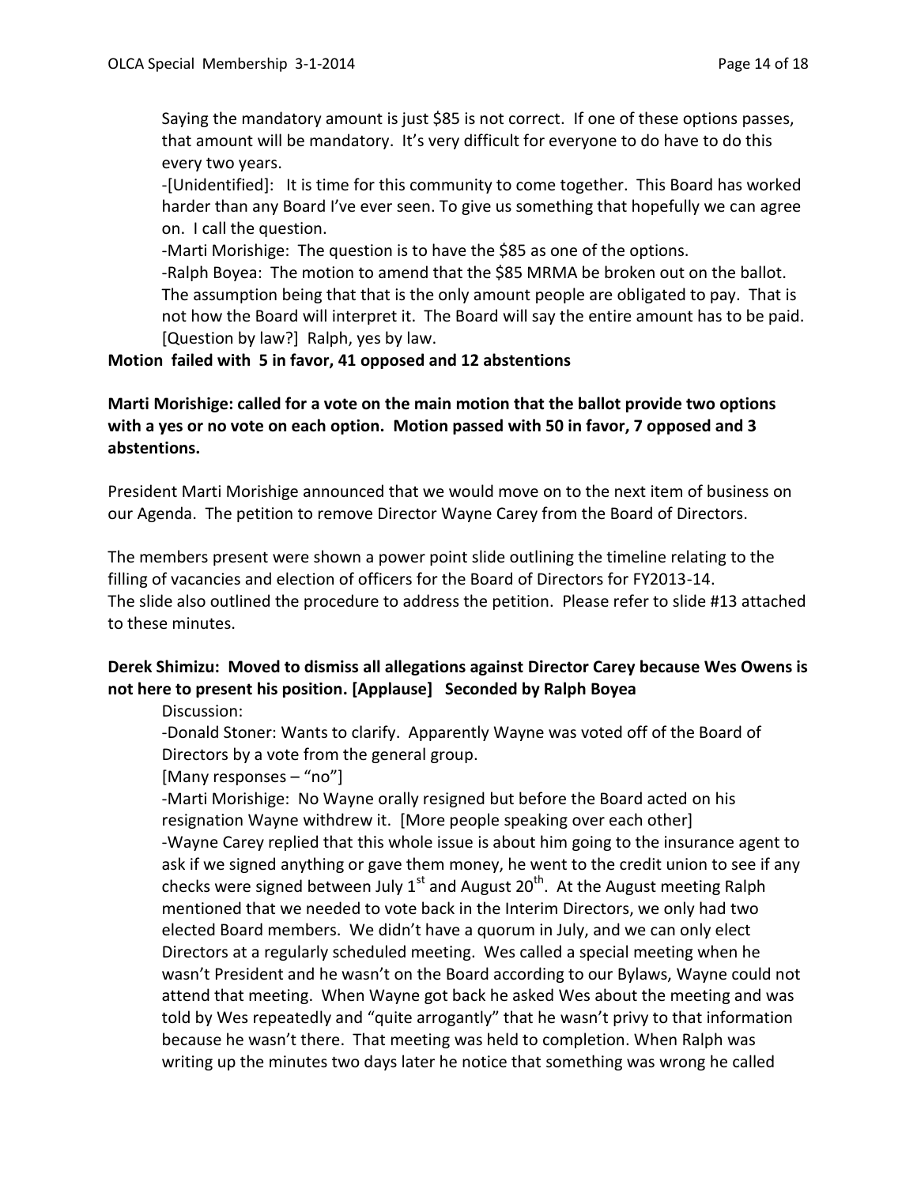Saying the mandatory amount is just $85 is not correct. If one of these options passes, that amount will be mandatory. It's very difficult for everyone to do have to do this every two years.

-[Unidentified]: It is time for this community to come together. This Board has worked harder than any Board I've ever seen. To give us something that hopefully we can agree on. I call the question.

-Marti Morishige: The question is to have the $85 as one of the options.

-Ralph Boyea: The motion to amend that the $85 MRMA be broken out on the ballot. The assumption being that that is the only amount people are obligated to pay. That is not how the Board will interpret it. The Board will say the entire amount has to be paid. [Question by law?] Ralph, yes by law.

**Motion failed with 5 in favor, 41 opposed and 12 abstentions**

**Marti Morishige: called for a vote on the main motion that the ballot provide two options with a yes or no vote on each option. Motion passed with 50 in favor, 7 opposed and 3 abstentions.**

President Marti Morishige announced that we would move on to the next item of business on our Agenda. The petition to remove Director Wayne Carey from the Board of Directors.

The members present were shown a power point slide outlining the timeline relating to the filling of vacancies and election of officers for the Board of Directors for FY2013-14. The slide also outlined the procedure to address the petition. Please refer to slide #13 attached to these minutes.

**Derek Shimizu: Moved to dismiss all allegations against Director Carey because Wes Owens is not here to present his position. [Applause] Seconded by Ralph Boyea**

Discussion:

-Donald Stoner: Wants to clarify. Apparently Wayne was voted off of the Board of Directors by a vote from the general group.

[Many responses – "no"]

-Marti Morishige: No Wayne orally resigned but before the Board acted on his resignation Wayne withdrew it. [More people speaking over each other]

-Wayne Carey replied that this whole issue is about him going to the insurance agent to ask if we signed anything or gave them money, he went to the credit union to see if any checks were signed between July 1st and August 20th. At the August meeting Ralph mentioned that we needed to vote back in the Interim Directors, we only had two elected Board members. We didn't have a quorum in July, and we can only elect Directors at a regularly scheduled meeting. Wes called a special meeting when he wasn't President and he wasn't on the Board according to our Bylaws, Wayne could not attend that meeting. When Wayne got back he asked Wes about the meeting and was told by Wes repeatedly and "quite arrogantly" that he wasn't privy to that information because he wasn't there. That meeting was held to completion. When Ralph was writing up the minutes two days later he notice that something was wrong he called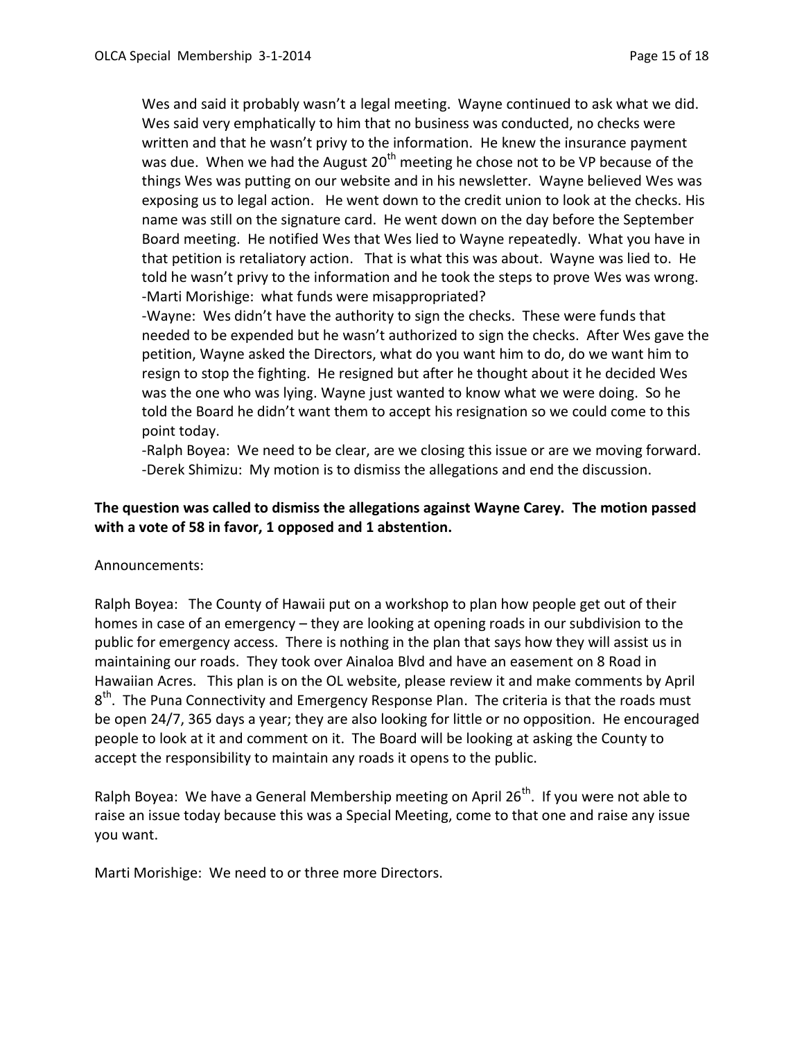Wes and said it probably wasn't a legal meeting. Wayne continued to ask what we did. Wes said very emphatically to him that no business was conducted, no checks were written and that he wasn't privy to the information. He knew the insurance payment was due. When we had the August 20th meeting he chose not to be VP because of the things Wes was putting on our website and in his newsletter. Wayne believed Wes was exposing us to legal action. He went down to the credit union to look at the checks. His name was still on the signature card. He went down on the day before the September Board meeting. He notified Wes that Wes lied to Wayne repeatedly. What you have in that petition is retaliatory action. That is what this was about. Wayne was lied to. He told he wasn't privy to the information and he took the steps to prove Wes was wrong.
-Marti Morishige: what funds were misappropriated?
-Wayne: Wes didn't have the authority to sign the checks. These were funds that needed to be expended but he wasn't authorized to sign the checks. After Wes gave the petition, Wayne asked the Directors, what do you want him to do, do we want him to resign to stop the fighting. He resigned but after he thought about it he decided Wes was the one who was lying. Wayne just wanted to know what we were doing. So he told the Board he didn't want them to accept his resignation so we could come to this point today.
-Ralph Boyea: We need to be clear, are we closing this issue or are we moving forward.
-Derek Shimizu: My motion is to dismiss the allegations and end the discussion.

**The question was called to dismiss the allegations against Wayne Carey. The motion passed with a vote of 58 in favor, 1 opposed and 1 abstention.**

Announcements:

Ralph Boyea: The County of Hawaii put on a workshop to plan how people get out of their homes in case of an emergency – they are looking at opening roads in our subdivision to the public for emergency access. There is nothing in the plan that says how they will assist us in maintaining our roads. They took over Ainaloa Blvd and have an easement on 8 Road in Hawaiian Acres. This plan is on the OL website, please review it and make comments by April 8th. The Puna Connectivity and Emergency Response Plan. The criteria is that the roads must be open 24/7, 365 days a year; they are also looking for little or no opposition. He encouraged people to look at it and comment on it. The Board will be looking at asking the County to accept the responsibility to maintain any roads it opens to the public.

Ralph Boyea: We have a General Membership meeting on April 26th. If you were not able to raise an issue today because this was a Special Meeting, come to that one and raise any issue you want.

Marti Morishige: We need to or three more Directors.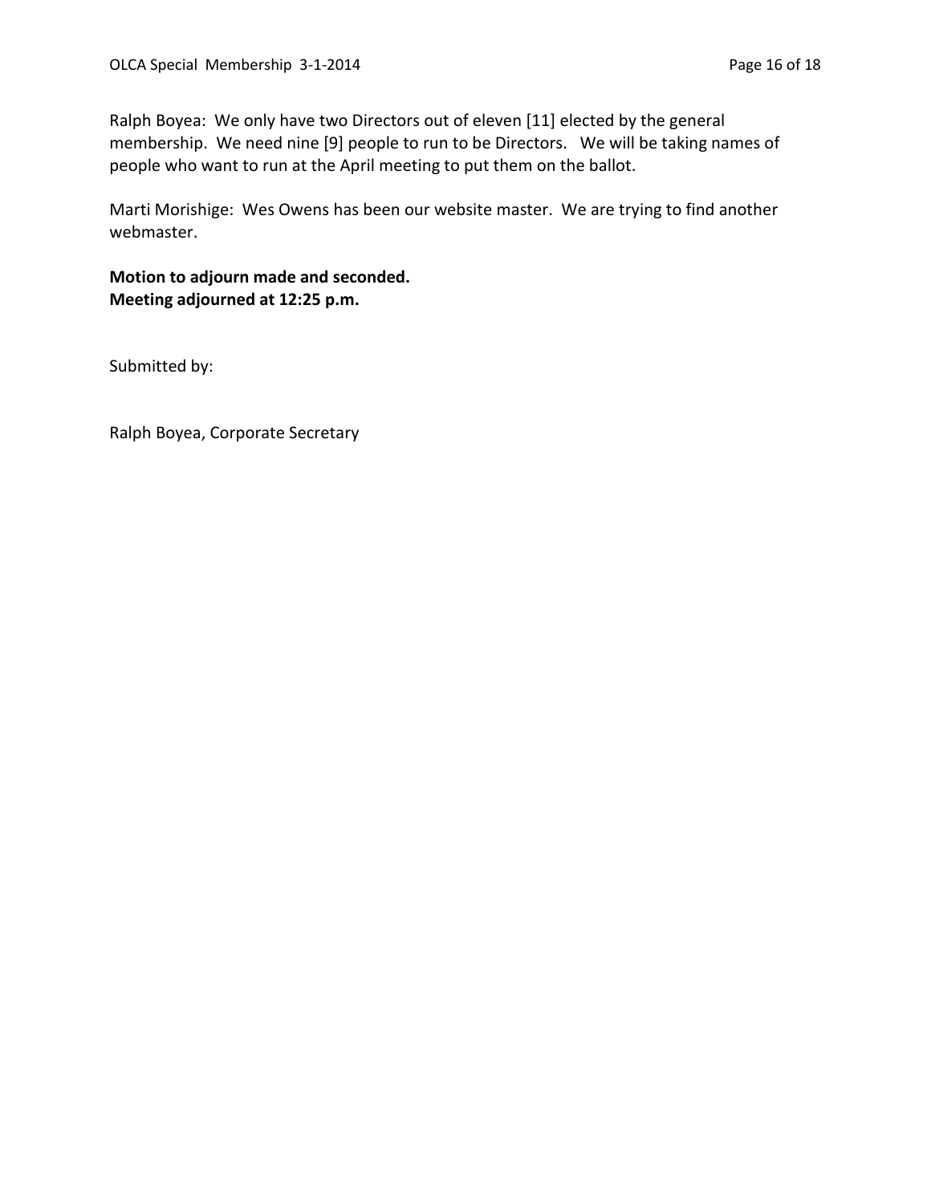Ralph Boyea: We only have two Directors out of eleven [11] elected by the general membership. We need nine [9] people to run to be Directors. We will be taking names of people who want to run at the April meeting to put them on the ballot.

Marti Morishige: Wes Owens has been our website master. We are trying to find another webmaster.

**Motion to adjourn made and seconded.**
**Meeting adjourned at 12:25 p.m.**

Submitted by:

Ralph Boyea, Corporate Secretary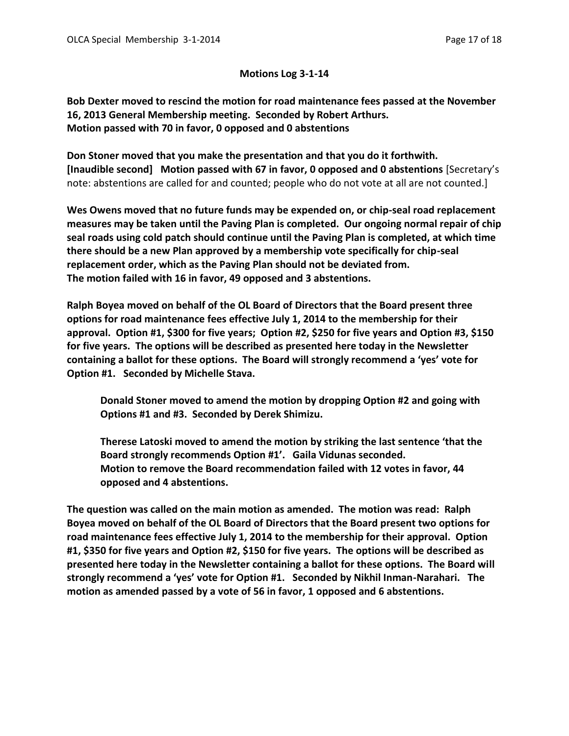**Motions Log 3-1-14**

**Bob Dexter moved to rescind the motion for road maintenance fees passed at the November 16, 2013 General Membership meeting. Seconded by Robert Arthurs.**
**Motion passed with 70 in favor, 0 opposed and 0 abstentions**

**Don Stoner moved that you make the presentation and that you do it forthwith.**
**[Inaudible second] Motion passed with 67 in favor, 0 opposed and 0 abstentions** [Secretary's note: abstentions are called for and counted; people who do not vote at all are not counted.]

**Wes Owens moved that no future funds may be expended on, or chip-seal road replacement measures may be taken until the Paving Plan is completed. Our ongoing normal repair of chip seal roads using cold patch should continue until the Paving Plan is completed, at which time there should be a new Plan approved by a membership vote specifically for chip-seal replacement order, which as the Paving Plan should not be deviated from.**
**The motion failed with 16 in favor, 49 opposed and 3 abstentions.**

**Ralph Boyea moved on behalf of the OL Board of Directors that the Board present three options for road maintenance fees effective July 1, 2014 to the membership for their approval. Option #1, $300 for five years; Option #2, $250 for five years and Option #3, $150 for five years. The options will be described as presented here today in the Newsletter containing a ballot for these options. The Board will strongly recommend a 'yes' vote for Option #1. Seconded by Michelle Stava.**

> **Donald Stoner moved to amend the motion by dropping Option #2 and going with Options #1 and #3. Seconded by Derek Shimizu.**
>
> **Therese Latoski moved to amend the motion by striking the last sentence 'that the Board strongly recommends Option #1'. Gaila Vidunas seconded.**
> **Motion to remove the Board recommendation failed with 12 votes in favor, 44 opposed and 4 abstentions.**

**The question was called on the main motion as amended. The motion was read: Ralph Boyea moved on behalf of the OL Board of Directors that the Board present two options for road maintenance fees effective July 1, 2014 to the membership for their approval. Option #1, $350 for five years and Option #2, $150 for five years. The options will be described as presented here today in the Newsletter containing a ballot for these options. The Board will strongly recommend a 'yes' vote for Option #1. Seconded by Nikhil Inman-Narahari. The motion as amended passed by a vote of 56 in favor, 1 opposed and 6 abstentions.**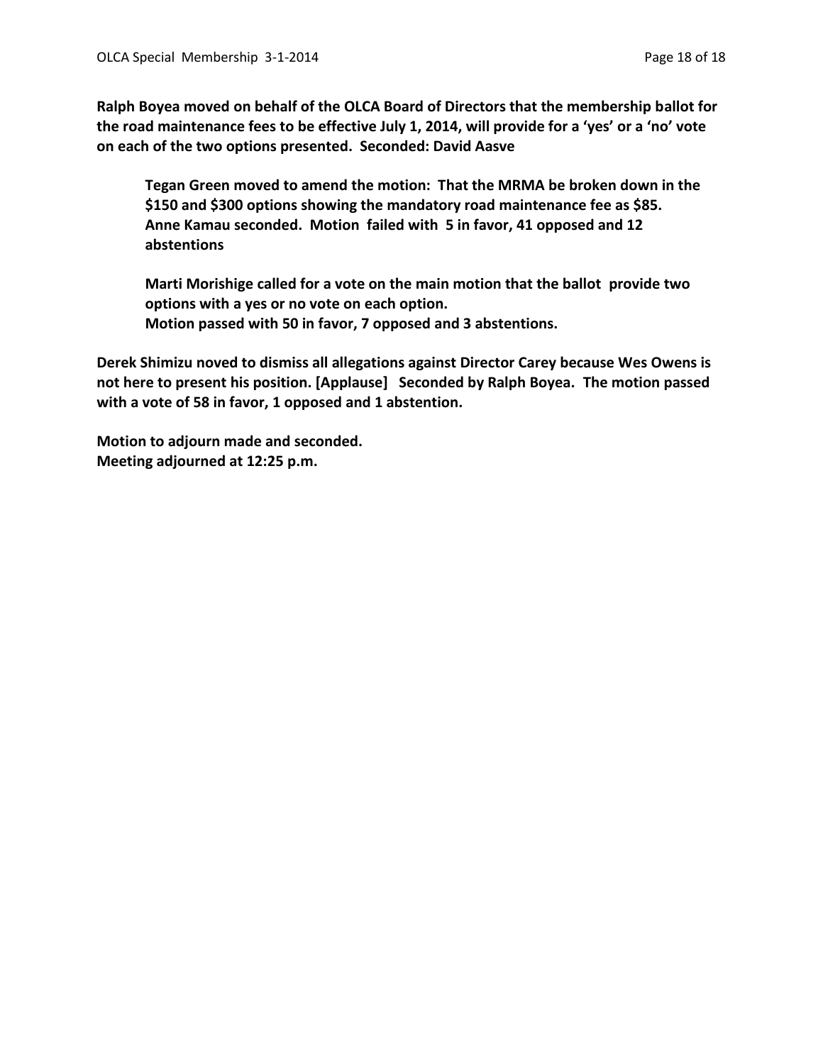**Ralph Boyea moved on behalf of the OLCA Board of Directors that the membership ballot for the road maintenance fees to be effective July 1, 2014, will provide for a 'yes' or a 'no' vote on each of the two options presented. Seconded: David Aasve**

> **Tegan Green moved to amend the motion: That the MRMA be broken down in the $150 and $300 options showing the mandatory road maintenance fee as $85. Anne Kamau seconded. Motion failed with 5 in favor, 41 opposed and 12 abstentions**
>
> **Marti Morishige called for a vote on the main motion that the ballot provide two options with a yes or no vote on each option.**
> **Motion passed with 50 in favor, 7 opposed and 3 abstentions.**

**Derek Shimizu noved to dismiss all allegations against Director Carey because Wes Owens is not here to present his position. [Applause] Seconded by Ralph Boyea. The motion passed with a vote of 58 in favor, 1 opposed and 1 abstention.**

**Motion to adjourn made and seconded.**
**Meeting adjourned at 12:25 p.m.**